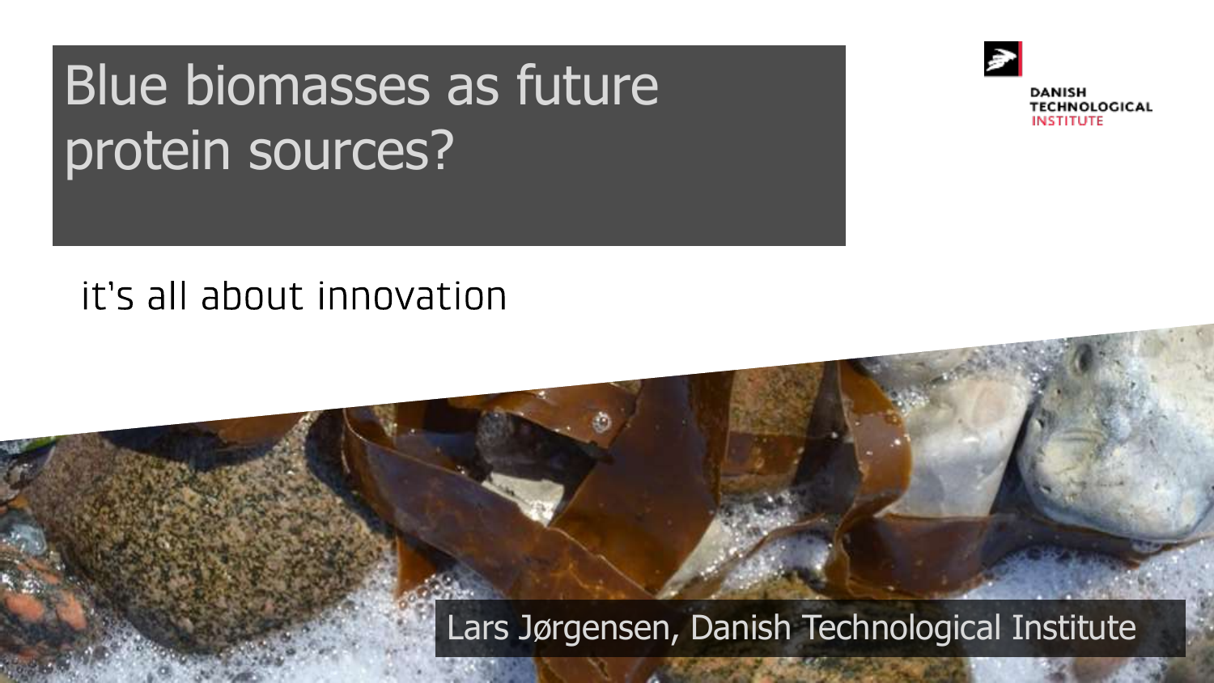# Blue biomasses as future protein sources?

it's all about innovation

Lars Jørgensen, Danish Technological Institute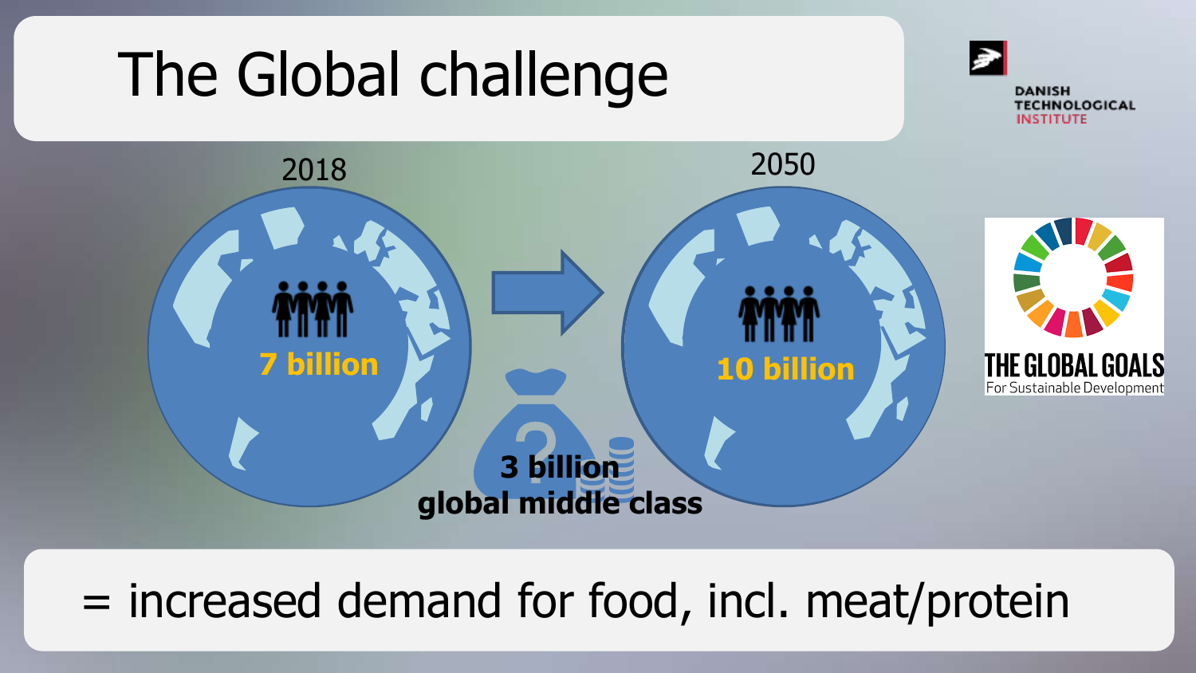# The Global challenge

DANISH TECHNOLOGICAL INSTITUTE

2018

7 billion

2050

10 billion

3 billion
global middle class

THE GLOBAL GOALS
For Sustainable Development

= increased demand for food, incl. meat/protein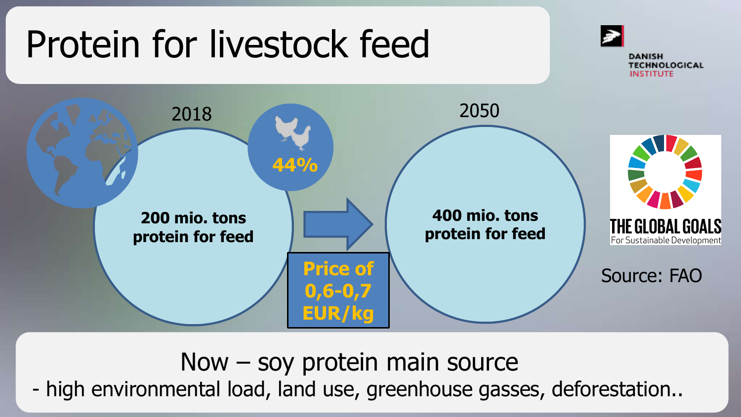# Protein for livestock feed

DANISH TECHNOLOGICAL INSTITUTE

2018

200 mio. tons protein for feed

44%

Price of 0,6-0,7 EUR/kg

2050

400 mio. tons protein for feed

THE GLOBAL GOALS For Sustainable Development

Source: FAO

Now – soy protein main source
- high environmental load, land use, greenhouse gasses, deforestation..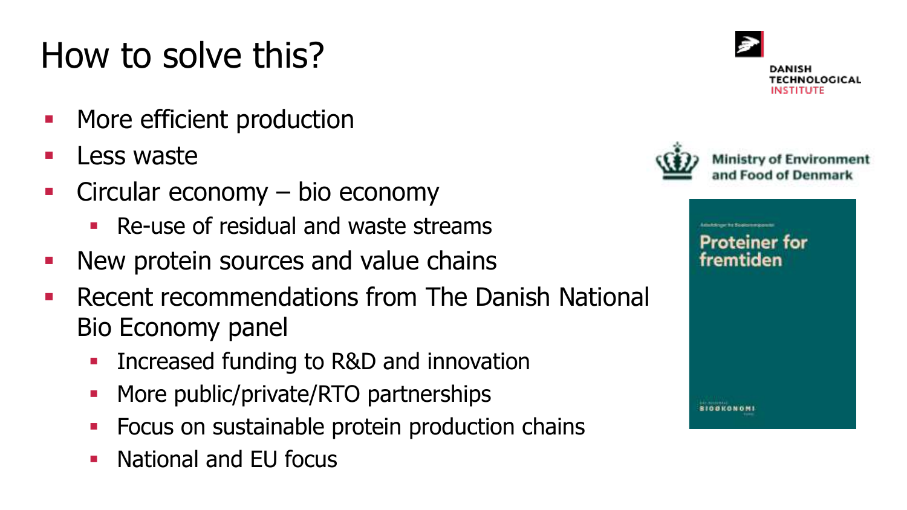# How to solve this?

- More efficient production
- Less waste
- Circular economy – bio economy
  - Re-use of residual and waste streams
- New protein sources and value chains
- Recent recommendations from The Danish National Bio Economy panel
  - Increased funding to R&D and innovation
  - More public/private/RTO partnerships
  - Focus on sustainable protein production chains
  - National and EU focus

DANISH TECHNOLOGICAL INSTITUTE

Ministry of Environment and Food of Denmark

Proteiner for fremtiden

BIOØKONOMI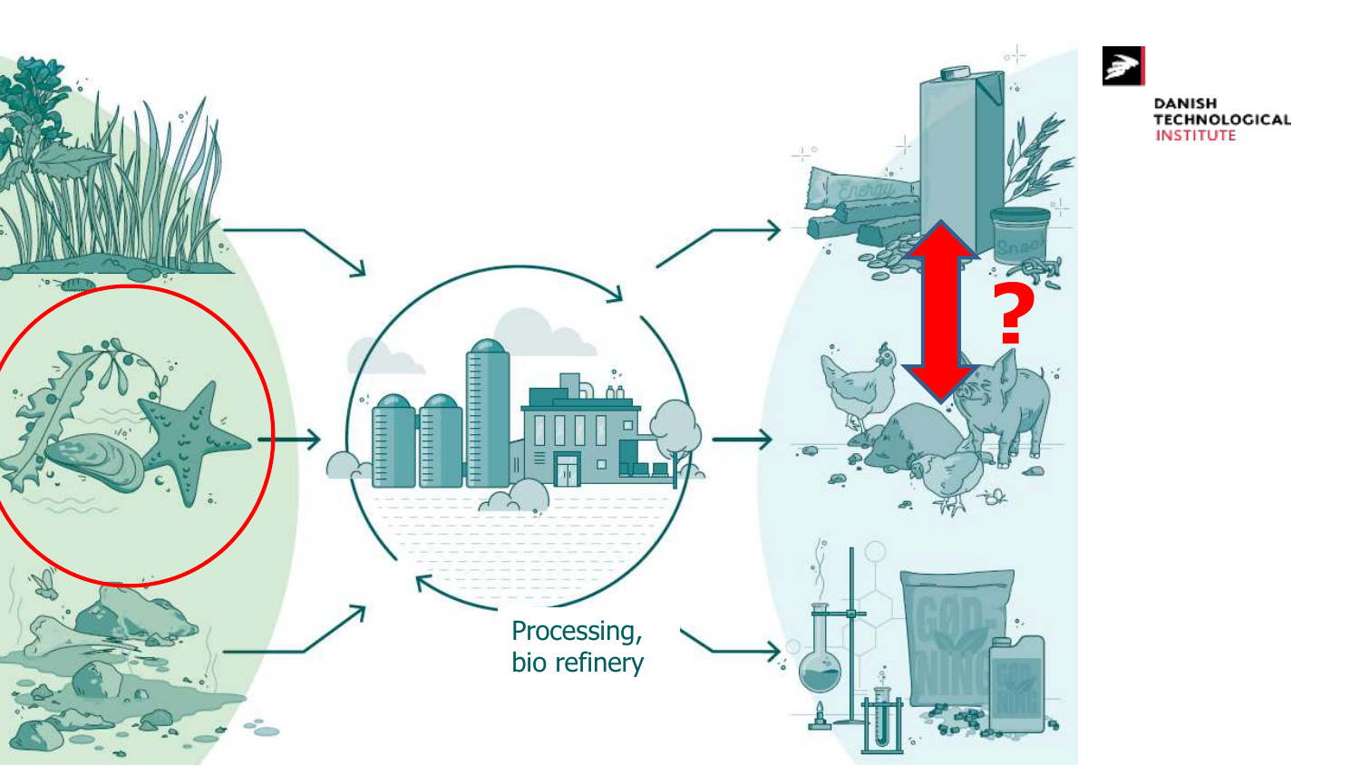DANISH TECHNOLOGICAL INSTITUTE

Processing, bio refinery

?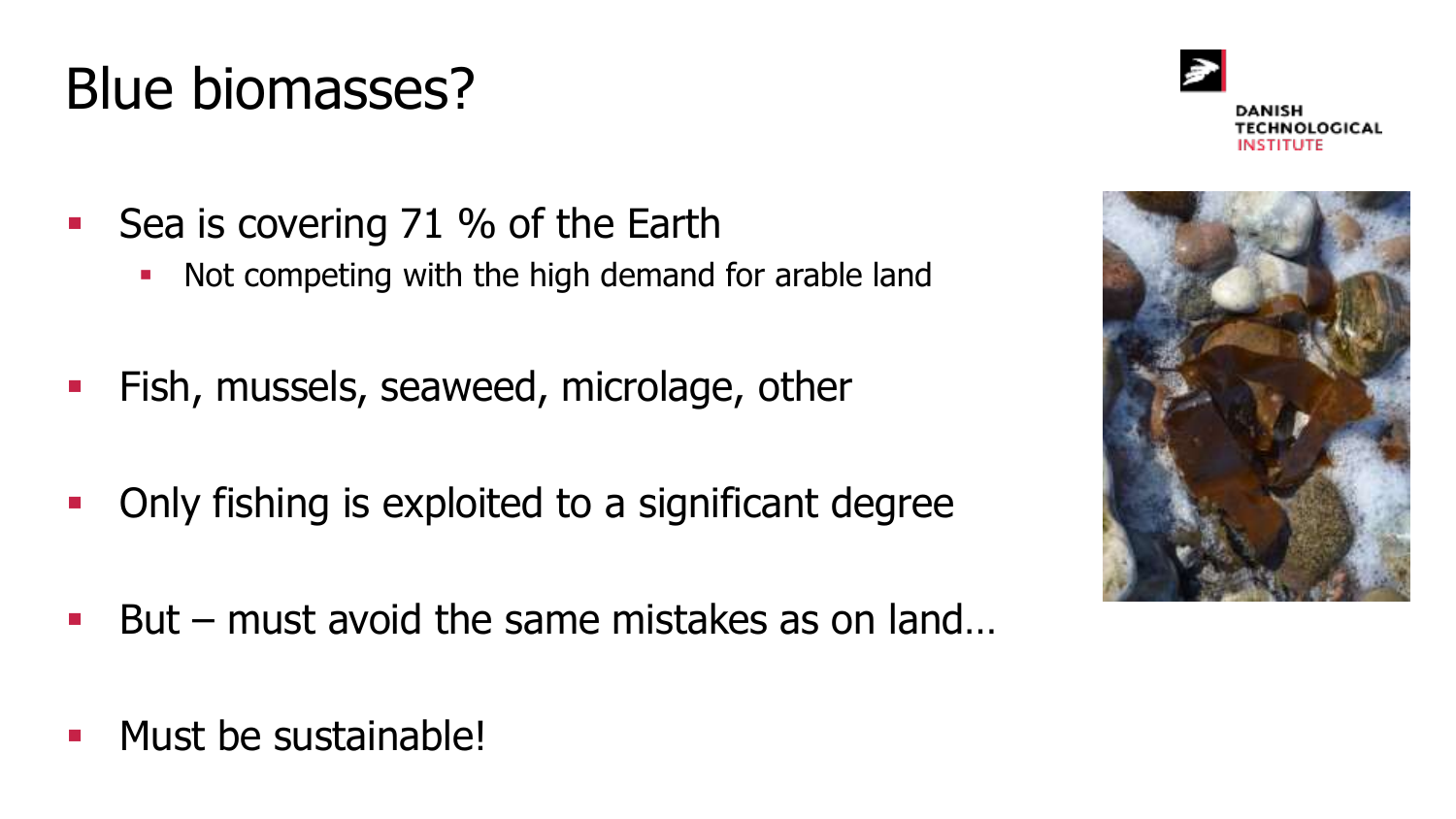# Blue biomasses?

- Sea is covering 71 % of the Earth
  - Not competing with the high demand for arable land
- Fish, mussels, seaweed, microlage, other
- Only fishing is exploited to a significant degree
- But – must avoid the same mistakes as on land…
- Must be sustainable!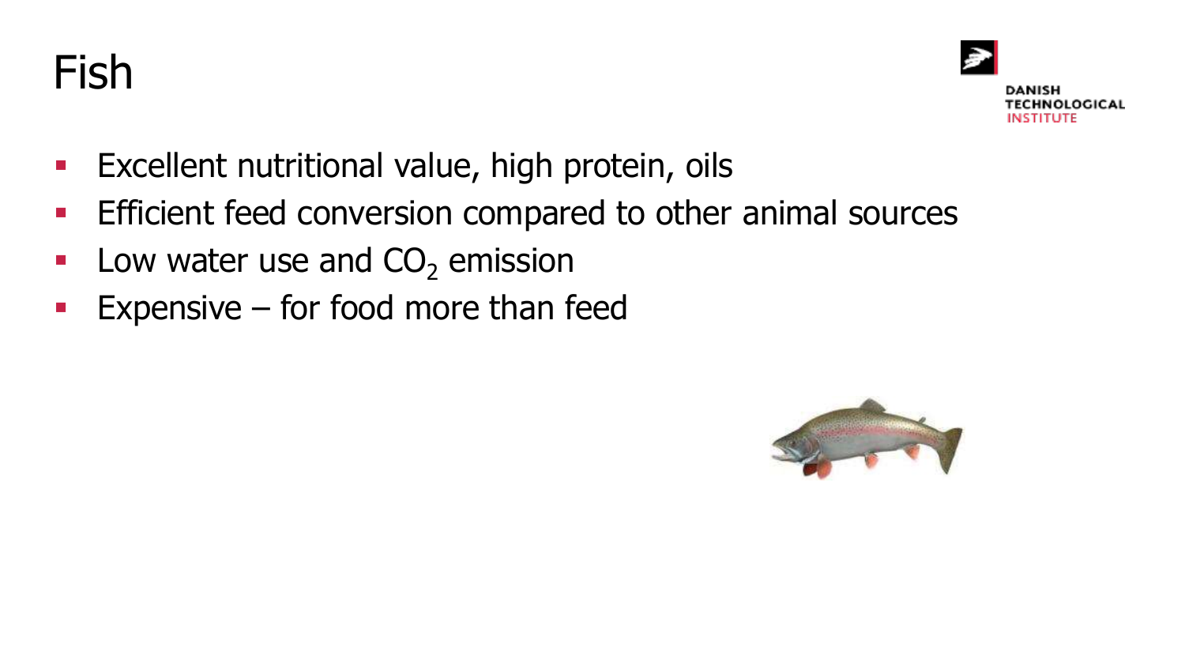# Fish

- Excellent nutritional value, high protein, oils
- Efficient feed conversion compared to other animal sources
- Low water use and $CO_2$ emission
- Expensive – for food more than feed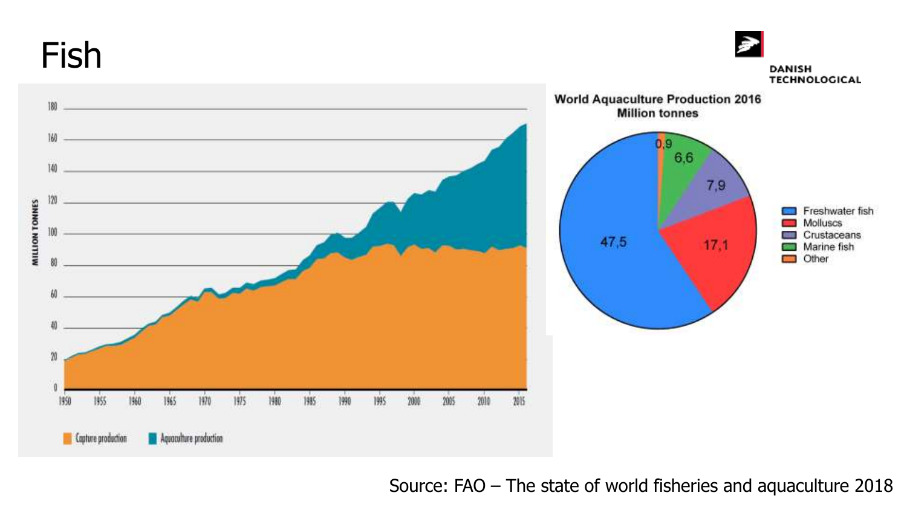# Fish

DANISH TECHNOLOGICAL

180
160
140
120
100
80
60
40
20
0

MILLION TONNES

1950 1955 1960 1965 1970 1975 1980 1985 1990 1995 2000 2005 2010 2015

Capture production
Aquaculture production

World Aquaculture Production 2016
Million tonnes

0,9
6,6
7,9
17,1
47,5

Freshwater fish
Molluscs
Crustaceans
Marine fish
Other

Source: FAO – The state of world fisheries and aquaculture 2018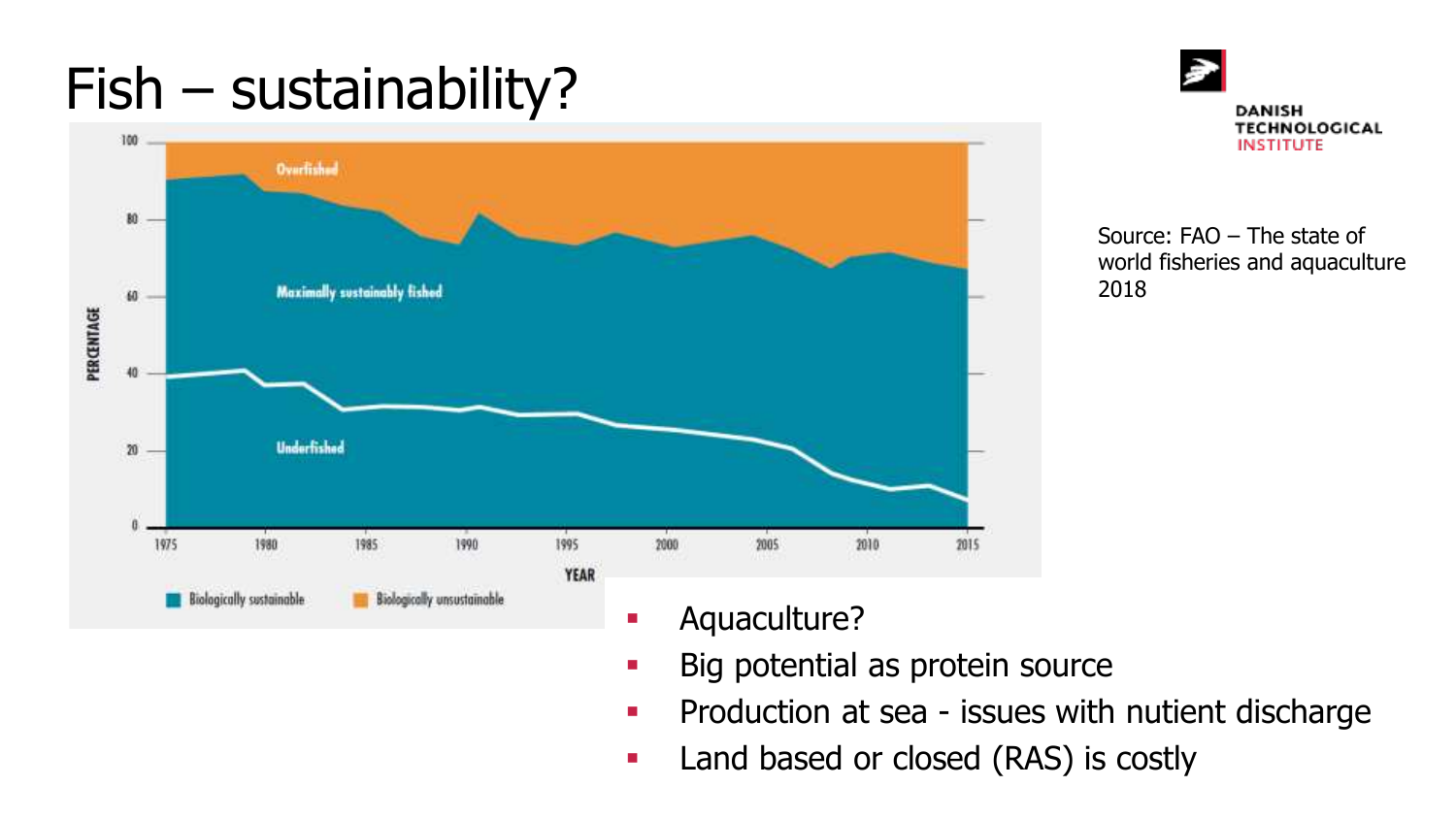# Fish – sustainability?

PERCENTAGE

100

80

60

40

20

0

Overfished

Maximally sustainably fished

Underfished

1975 1980 1985 1990 1995 2000 2005 2010 2015

YEAR

Biologically sustainable    Biologically unsustainable

DANISH TECHNOLOGICAL INSTITUTE

Source: FAO – The state of world fisheries and aquaculture 2018

- Aquaculture?
- Big potential as protein source
- Production at sea - issues with nutient discharge
- Land based or closed (RAS) is costly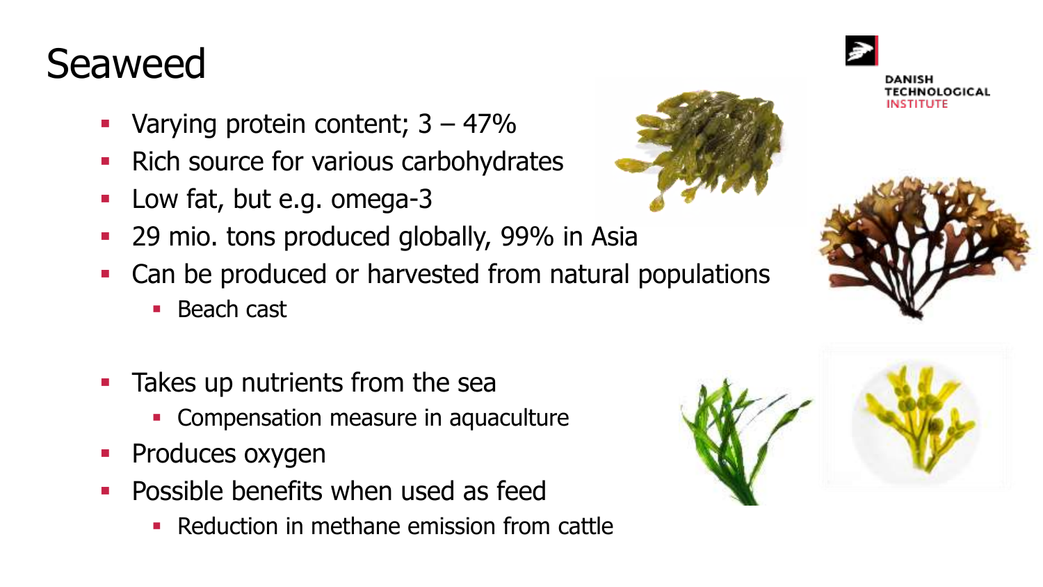# Seaweed

- Varying protein content; 3 – 47%
- Rich source for various carbohydrates
- Low fat, but e.g. omega-3
- 29 mio. tons produced globally, 99% in Asia
- Can be produced or harvested from natural populations
  - Beach cast

- Takes up nutrients from the sea
  - Compensation measure in aquaculture
- Produces oxygen
- Possible benefits when used as feed
  - Reduction in methane emission from cattle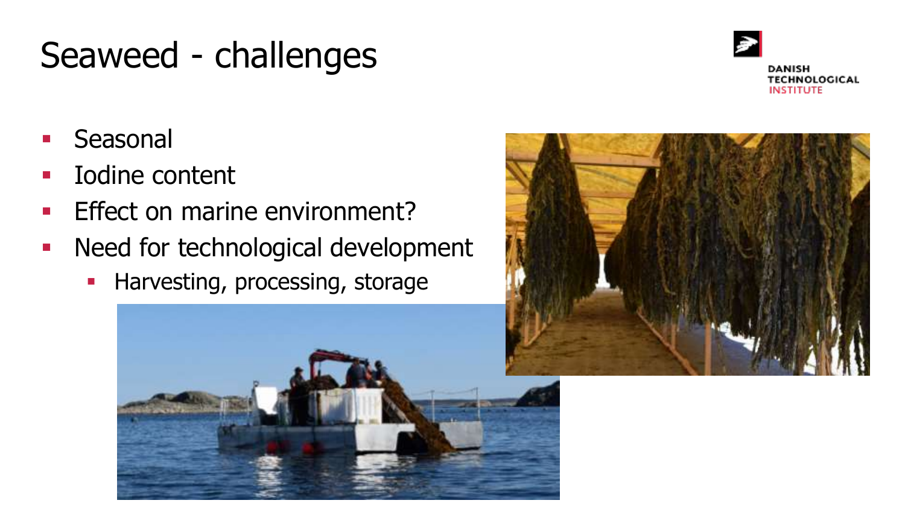# Seaweed - challenges

- Seasonal
- Iodine content
- Effect on marine environment?
- Need for technological development
  - Harvesting, processing, storage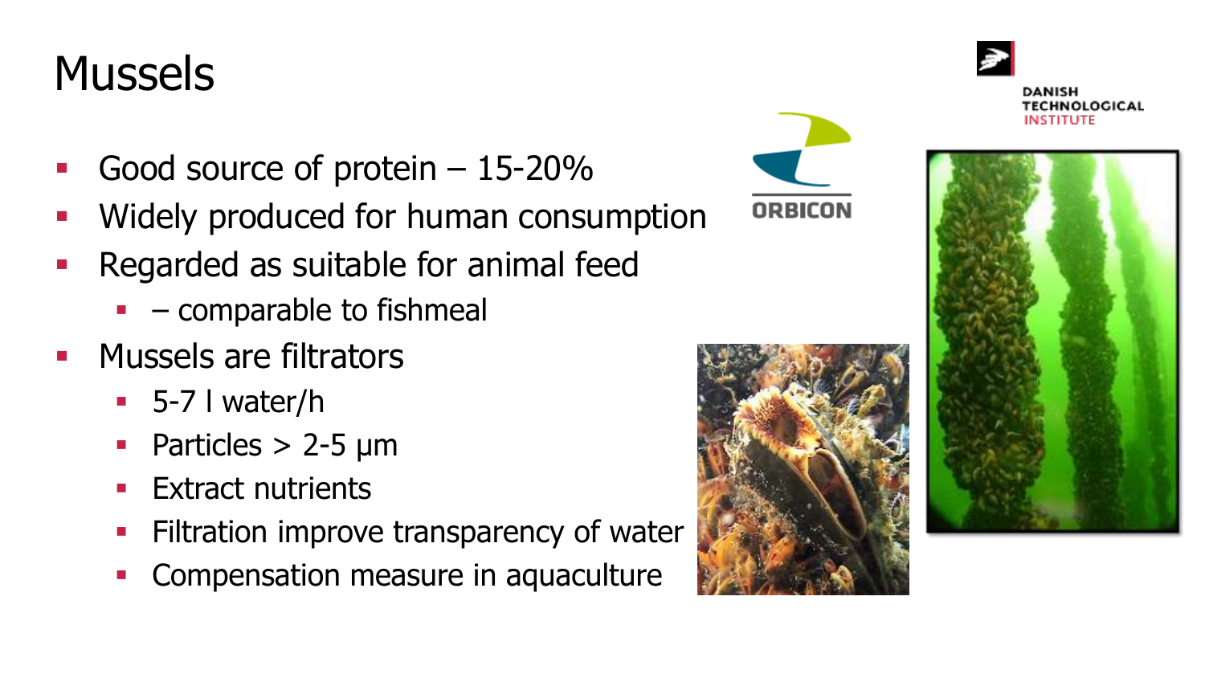# Mussels

- Good source of protein – 15-20%
- Widely produced for human consumption
- Regarded as suitable for animal feed
  - – comparable to fishmeal
- Mussels are filtrators
  - 5-7 l water/h
  - Particles > 2-5 µm
  - Extract nutrients
  - Filtration improve transparency of water
  - Compensation measure in aquaculture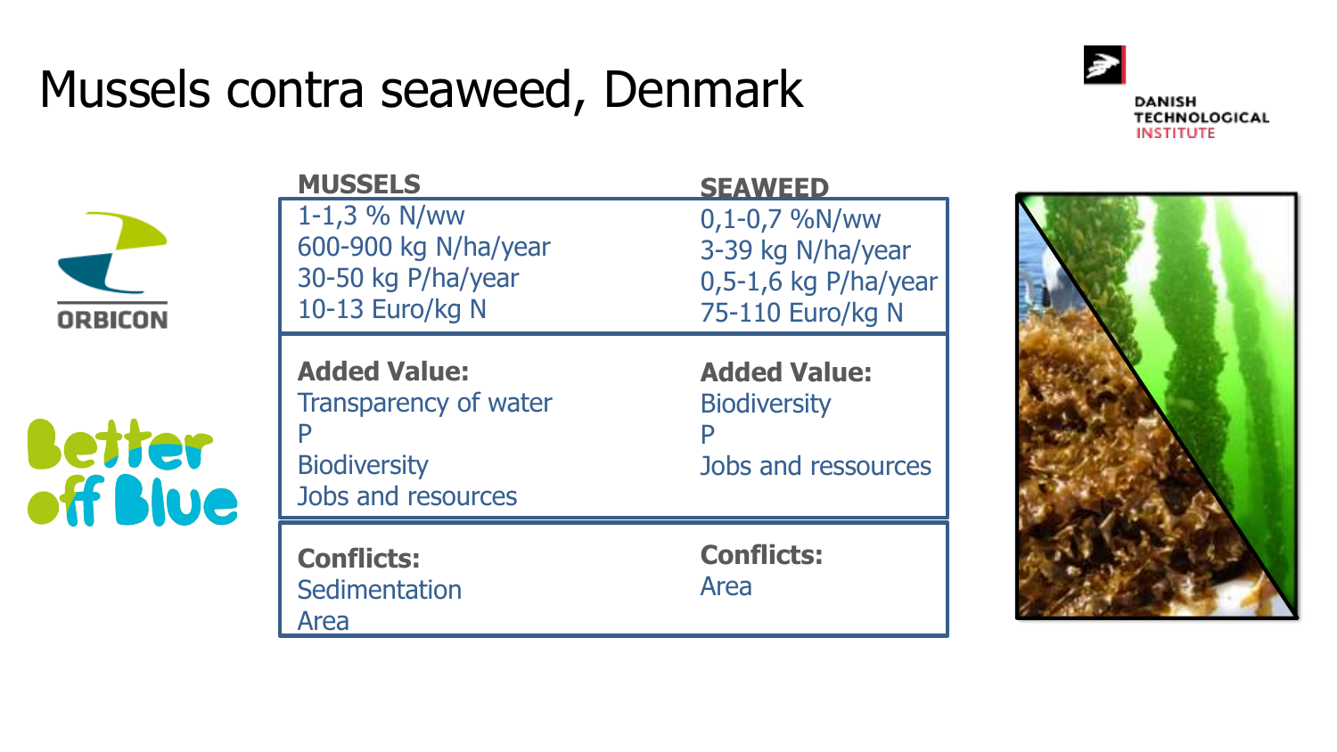# Mussels contra seaweed, Denmark

| MUSSELS | SEAWEED |
|---|---|
| 1-1,3 % N/ww<br>600-900 kg N/ha/year<br>30-50 kg P/ha/year<br>10-13 Euro/kg N | 0,1-0,7 %N/ww<br>3-39 kg N/ha/year<br>0,5-1,6 kg P/ha/year<br>75-110 Euro/kg N |
| **Added Value:**<br>Transparency of water<br>P<br>Biodiversity<br>Jobs and resources | **Added Value:**<br>Biodiversity<br>P<br>Jobs and ressources |
| **Conflicts:**<br>Sedimentation<br>Area | **Conflicts:**<br>Area |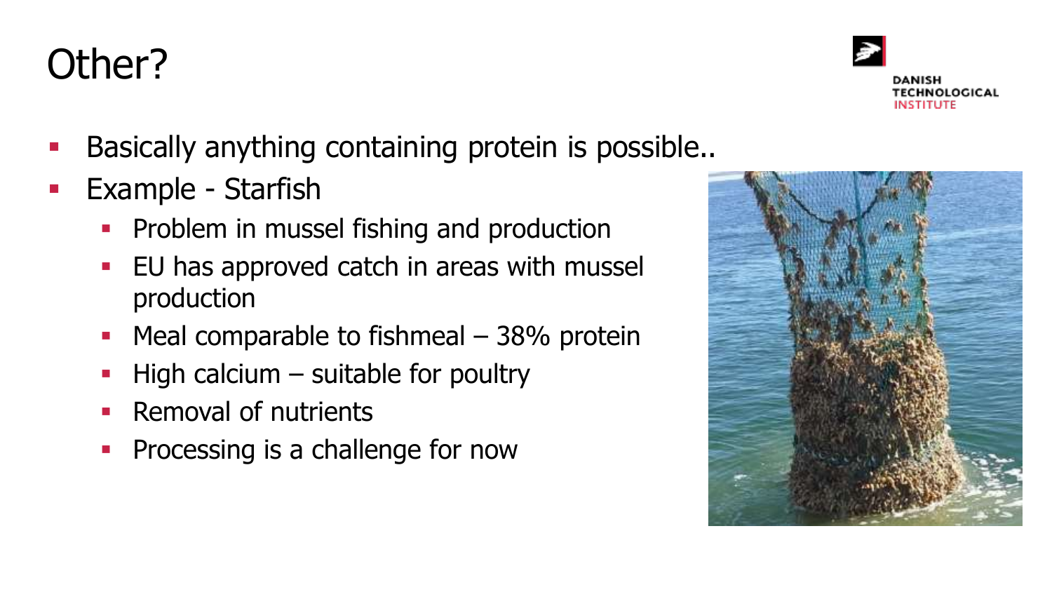# Other?

- Basically anything containing protein is possible..
- Example - Starfish
  - Problem in mussel fishing and production
  - EU has approved catch in areas with mussel production
  - Meal comparable to fishmeal – 38% protein
  - High calcium – suitable for poultry
  - Removal of nutrients
  - Processing is a challenge for now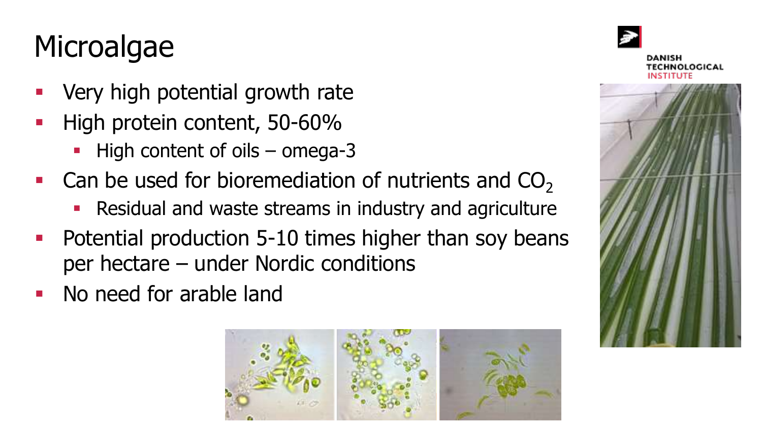# Microalgae

- Very high potential growth rate
- High protein content, 50-60%
  - High content of oils – omega-3
- Can be used for bioremediation of nutrients and $CO_2$
  - Residual and waste streams in industry and agriculture
- Potential production 5-10 times higher than soy beans per hectare – under Nordic conditions
- No need for arable land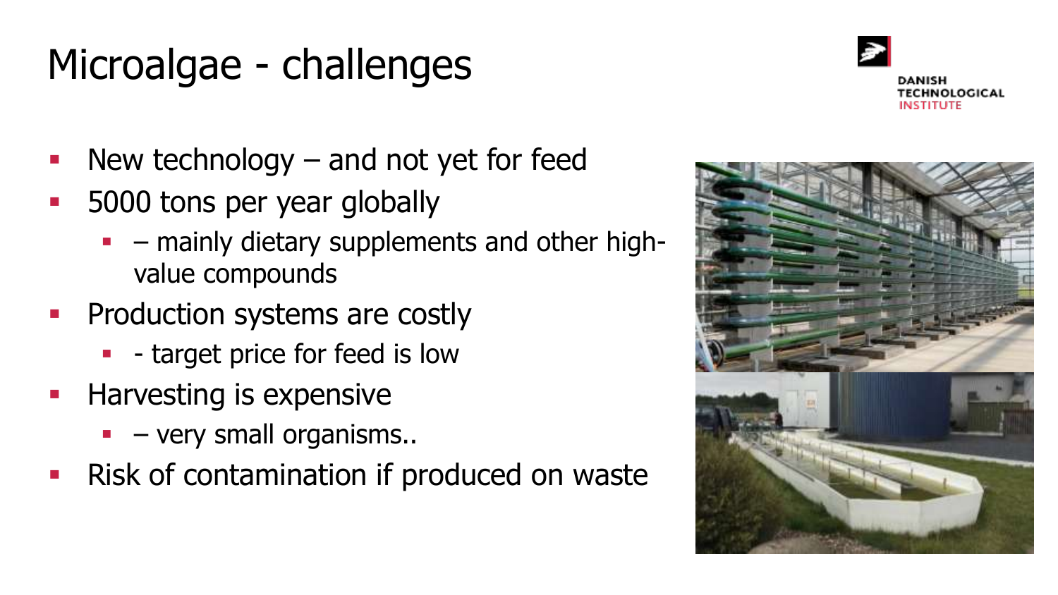# Microalgae - challenges

- New technology – and not yet for feed
- 5000 tons per year globally
  - – mainly dietary supplements and other high-value compounds
- Production systems are costly
  - - target price for feed is low
- Harvesting is expensive
  - – very small organisms..
- Risk of contamination if produced on waste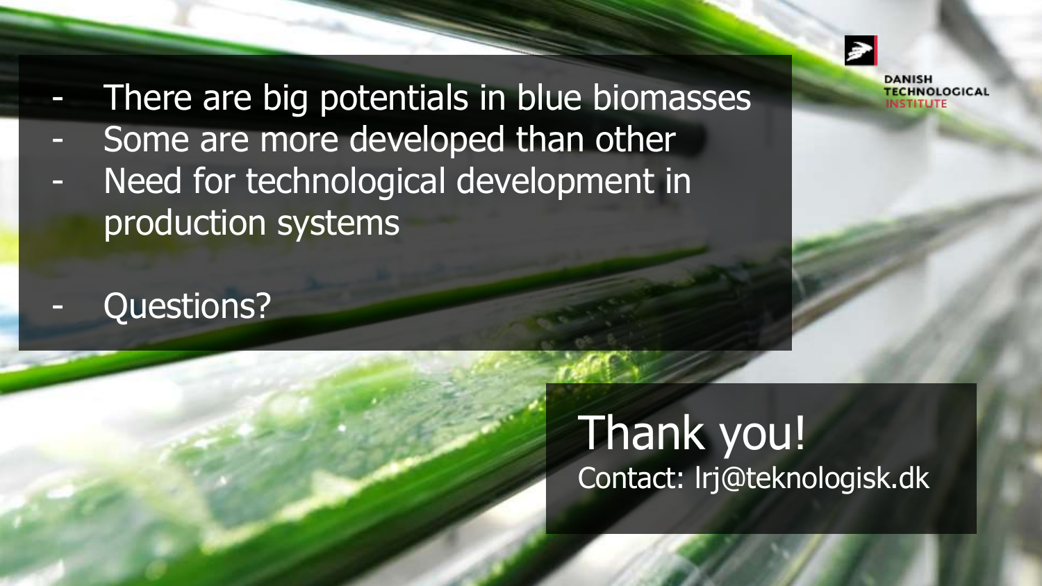- There are big potentials in blue biomasses
- Some are more developed than other
- Need for technological development in production systems

- Questions?

DANISH TECHNOLOGICAL INSTITUTE

Thank you!

Contact: lrj@teknologisk.dk